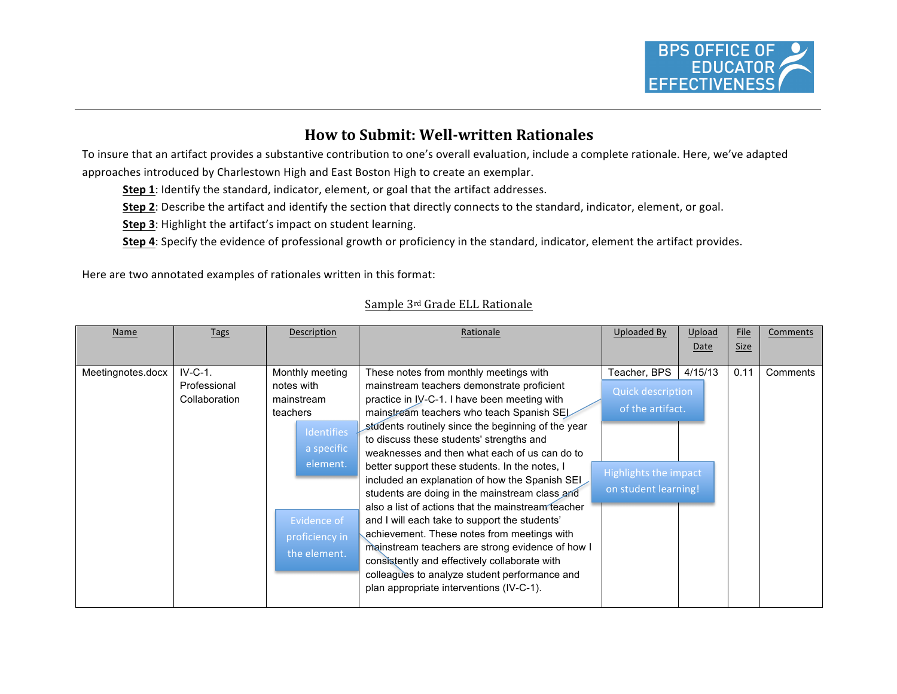BPS OFFICE OF EDUCATOR EFFECTIVENESS

# How to Submit: Well-written Rationales

To insure that an artifact provides a substantive contribution to one's overall evaluation, include a complete rationale. Here, we've adapted approaches introduced by Charlestown High and East Boston High to create an exemplar.

**Step 1**: Identify the standard, indicator, element, or goal that the artifact addresses.

**Step 2**: Describe the artifact and identify the section that directly connects to the standard, indicator, element, or goal.

**Step 3**: Highlight the artifact's impact on student learning.

**Step 4**: Specify the evidence of professional growth or proficiency in the standard, indicator, element the artifact provides.

Here are two annotated examples of rationales written in this format:

Sample 3rd Grade ELL Rationale

| Name | Tags | Description | Rationale | Uploaded By | Upload Date | File Size | Comments |
|---|---|---|---|---|---|---|---|
| Meetingnotes.docx | IV-C-1. Professional Collaboration | Monthly meeting notes with mainstream teachers | These notes from monthly meetings with mainstream teachers demonstrate proficient practice in IV-C-1. I have been meeting with mainstream teachers who teach Spanish SEI students routinely since the beginning of the year to discuss these students' strengths and weaknesses and then what each of us can do to better support these students. In the notes, I included an explanation of how the Spanish SEI students are doing in the mainstream class and also a list of actions that the mainstream teacher and I will each take to support the students' achievement. These notes from meetings with mainstream teachers are strong evidence of how I consistently and effectively collaborate with colleagues to analyze student performance and plan appropriate interventions (IV-C-1). | Teacher, BPS | 4/15/13 | 0.11 | Comments |

Annotations:
- Identifies a specific element.
- Quick description of the artifact.
- Highlights the impact on student learning!
- Evidence of proficiency in the element.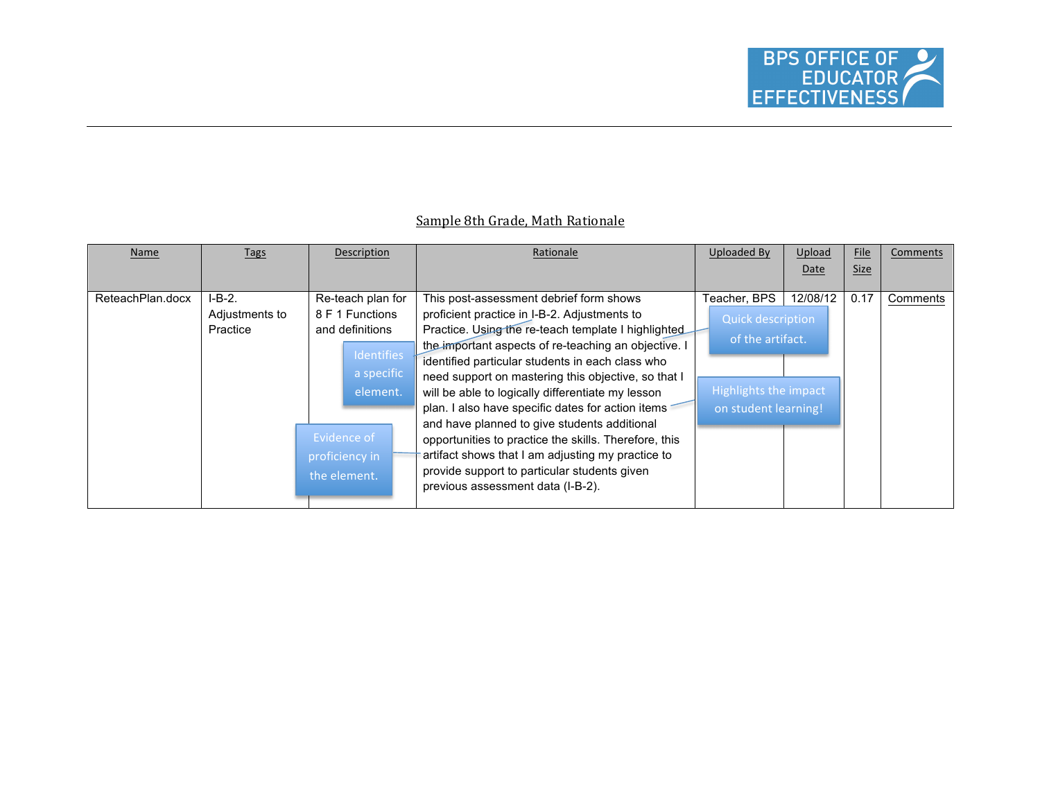## Sample 8th Grade, Math Rationale

| Name | Tags | Description | Rationale | Uploaded By | Upload Date | File Size | Comments |
|---|---|---|---|---|---|---|---|
| ReteachPlan.docx | I-B-2. Adjustments to Practice | Re-teach plan for 8 F 1 Functions and definitions | This post-assessment debrief form shows proficient practice in I-B-2. Adjustments to Practice. Using the re-teach template I highlighted the important aspects of re-teaching an objective. I identified particular students in each class who need support on mastering this objective, so that I will be able to logically differentiate my lesson plan. I also have specific dates for action items and have planned to give students additional opportunities to practice the skills. Therefore, this artifact shows that I am adjusting my practice to provide support to particular students given previous assessment data (I-B-2). | Teacher, BPS | 12/08/12 | 0.17 | Comments |

Identifies a specific element.

Evidence of proficiency in the element.

Quick description of the artifact.

Highlights the impact on student learning!